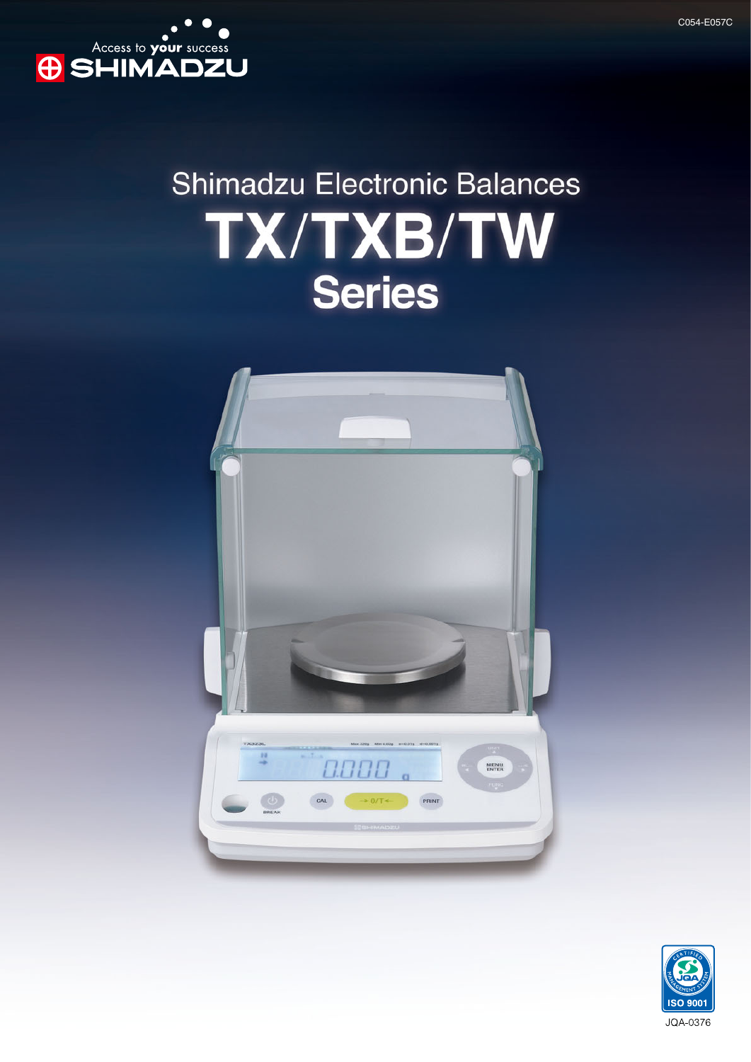C054-E057C

Access to your success

SHIMADZU

# Shimadzu Electronic Balances

# TX/TXB/TW

## Series

ISO 9001

JQA-0376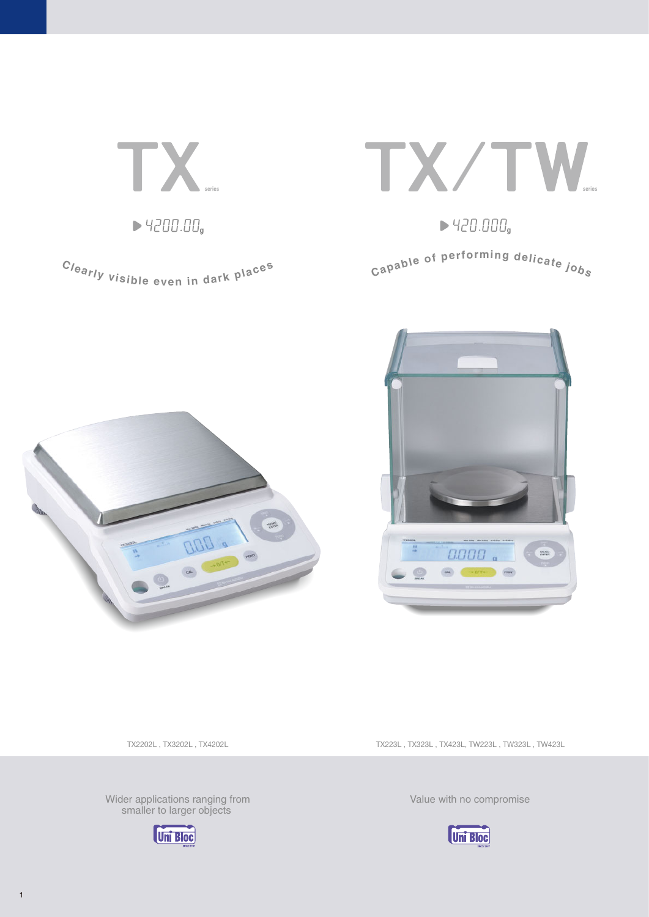# TX series

▶ 4200.00g

Clearly visible even in dark places

TX2202L , TX3202L , TX4202L

Wider applications ranging from smaller to larger objects

# TX/TW series

▶ 420.000g

Capable of performing delicate jobs

TX223L , TX323L , TX423L, TW223L , TW323L , TW423L

Value with no compromise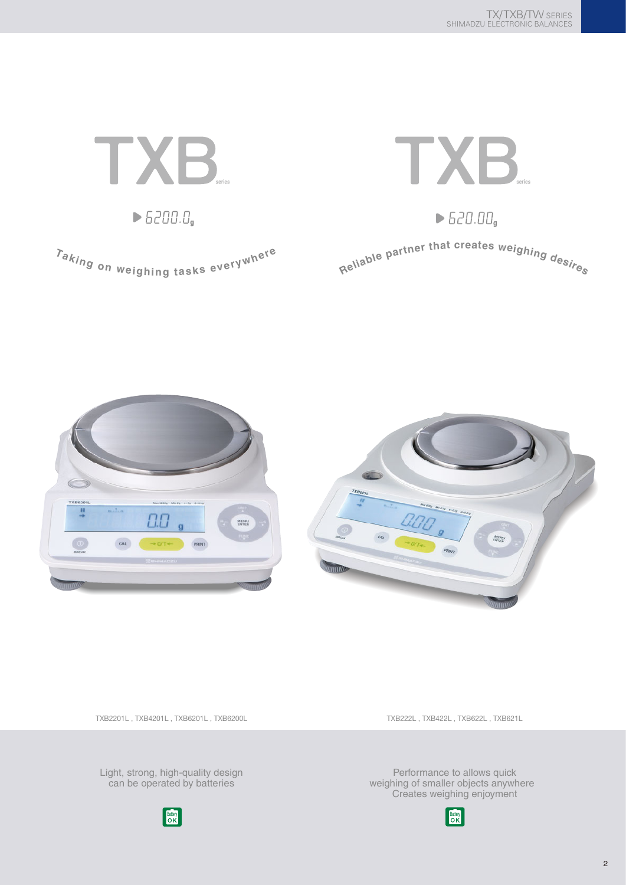# TXB series

▶ 6200.0g

*Taking on weighing tasks everywhere*

TXB2201L , TXB4201L , TXB6201L , TXB6200L

Light, strong, high-quality design
can be operated by batteries

Battery OK

# TXB series

▶ 620.00g

*Reliable partner that creates weighing desires*

TXB222L , TXB422L , TXB622L , TXB621L

Performance to allows quick
weighing of smaller objects anywhere
Creates weighing enjoyment

Battery OK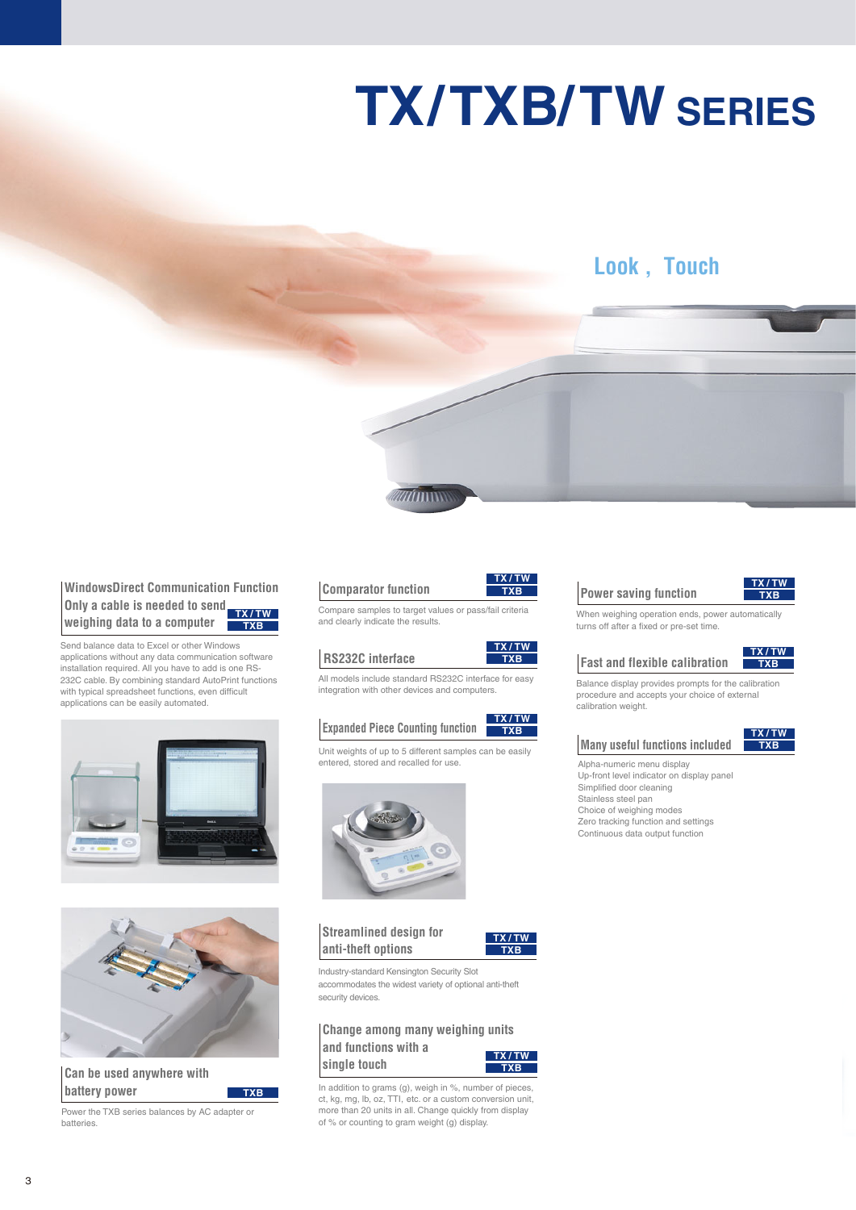# TX/TXB/TW SERIES

## Look , Touch

### WindowsDirect Communication Function Only a cable is needed to send weighing data to a computer

TX/TW TXB

Send balance data to Excel or other Windows applications without any data communication software installation required. All you have to add is one RS-232C cable. By combining standard AutoPrint functions with typical spreadsheet functions, even difficult applications can be easily automated.

### Can be used anywhere with battery power

TXB

Power the TXB series balances by AC adapter or batteries.

### Comparator function

TX/TW TXB

Compare samples to target values or pass/fail criteria and clearly indicate the results.

### RS232C interface

TX/TW TXB

All models include standard RS232C interface for easy integration with other devices and computers.

### Expanded Piece Counting function

TX/TW TXB

Unit weights of up to 5 different samples can be easily entered, stored and recalled for use.

### Streamlined design for anti-theft options

TX/TW TXB

Industry-standard Kensington Security Slot accommodates the widest variety of optional anti-theft security devices.

### Change among many weighing units and functions with a single touch

TX/TW TXB

In addition to grams (g), weigh in %, number of pieces, ct, kg, mg, lb, oz, TTI, etc. or a custom conversion unit, more than 20 units in all. Change quickly from display of % or counting to gram weight (g) display.

### Power saving function

TX/TW TXB

When weighing operation ends, power automatically turns off after a fixed or pre-set time.

### Fast and flexible calibration

TX/TW TXB

Balance display provides prompts for the calibration procedure and accepts your choice of external calibration weight.

### Many useful functions included

TX/TW TXB

- Alpha-numeric menu display
- Up-front level indicator on display panel
- Simplified door cleaning
- Stainless steel pan
- Choice of weighing modes
- Zero tracking function and settings
- Continuous data output function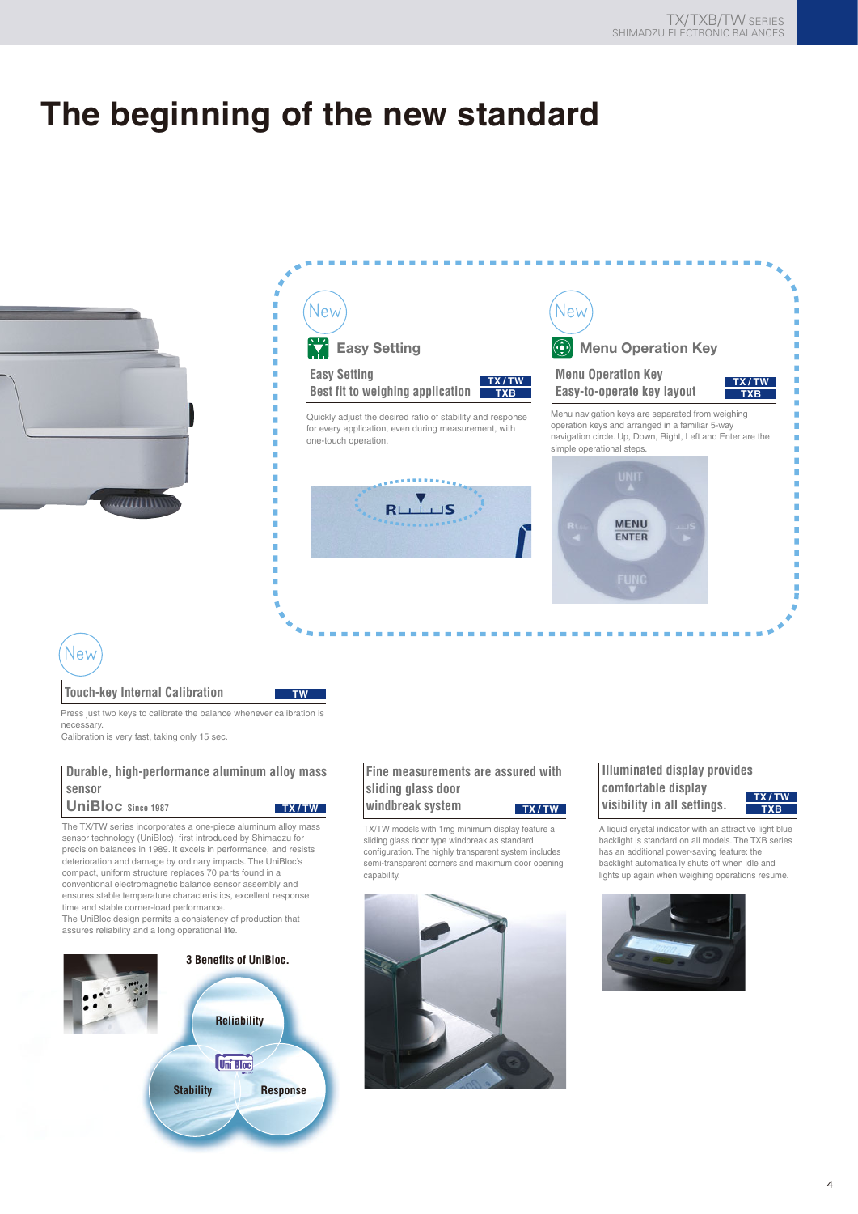# The beginning of the new standard

New

### Easy Setting

**Easy Setting**
**Best fit to weighing application** TX/TW TXB

Quickly adjust the desired ratio of stability and response for every application, even during measurement, with one-touch operation.

New

### Menu Operation Key

**Menu Operation Key**
**Easy-to-operate key layout** TX/TW TXB

Menu navigation keys are separated from weighing operation keys and arranged in a familiar 5-way navigation circle. Up, Down, Right, Left and Enter are the simple operational steps.

New

**Touch-key Internal Calibration** TW

Press just two keys to calibrate the balance whenever calibration is necessary.
Calibration is very fast, taking only 15 sec.

**Durable, high-performance aluminum alloy mass sensor**
**UniBloc** Since 1987 TX/TW

The TX/TW series incorporates a one-piece aluminum alloy mass sensor technology (UniBloc), first introduced by Shimadzu for precision balances in 1989. It excels in performance, and resists deterioration and damage by ordinary impacts. The UniBloc's compact, uniform structure replaces 70 parts found in a conventional electromagnetic balance sensor assembly and ensures stable temperature characteristics, excellent response time and stable corner-load performance.
The UniBloc design permits a consistency of production that assures reliability and a long operational life.

**3 Benefits of UniBloc.**

- Reliability
- Stability
- Response

**Fine measurements are assured with sliding glass door windbreak system** TX/TW

TX/TW models with 1mg minimum display feature a sliding glass door type windbreak as standard configuration. The highly transparent system includes semi-transparent corners and maximum door opening capability.

**Illuminated display provides comfortable display visibility in all settings.** TX/TW TXB

A liquid crystal indicator with an attractive light blue backlight is standard on all models. The TXB series has an additional power-saving feature: the backlight automatically shuts off when idle and lights up again when weighing operations resume.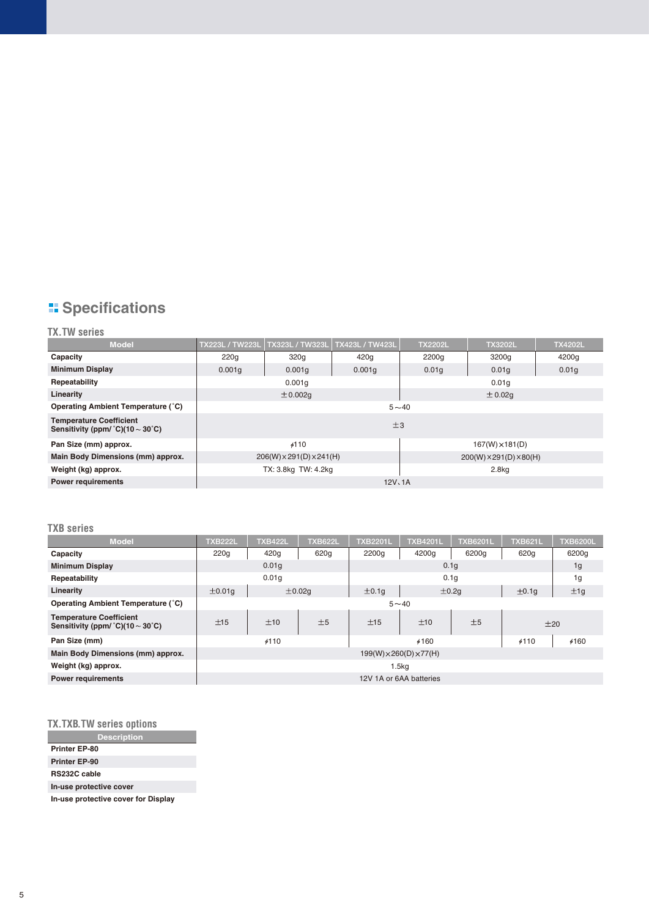## Specifications

### TX.TW series

| Model | TX223L / TW223L | TX323L / TW323L | TX423L / TW423L | TX2202L | TX3202L | TX4202L |
|---|---|---|---|---|---|---|
| Capacity | 220g | 320g | 420g | 2200g | 3200g | 4200g |
| Minimum Display | 0.001g | 0.001g | 0.001g | 0.01g | 0.01g | 0.01g |
| Repeatability | 0.001g | | | 0.01g | | |
| Linearity | ±0.002g | | | ±0.02g | | |
| Operating Ambient Temperature (˚C) | 5～40 | | | | | |
| Temperature Coefficient Sensitivity (ppm/˚C)(10～30˚C) | ±3 | | | | | |
| Pan Size (mm) approx. | ∮110 | | | 167(W)×181(D) | | |
| Main Body Dimensions (mm) approx. | 206(W)×291(D)×241(H) | | | 200(W)×291(D)×80(H) | | |
| Weight (kg) approx. | TX: 3.8kg TW: 4.2kg | | | 2.8kg | | |
| Power requirements | 12V、1A | | | | | |

### TXB series

| Model | TXB222L | TXB422L | TXB622L | TXB2201L | TXB4201L | TXB6201L | TXB621L | TXB6200L |
|---|---|---|---|---|---|---|---|---|
| Capacity | 220g | 420g | 620g | 2200g | 4200g | 6200g | 620g | 6200g |
| Minimum Display | 0.01g | | | 0.1g | | | | 1g |
| Repeatability | 0.01g | | | 0.1g | | | | 1g |
| Linearity | ±0.01g | ±0.02g | | ±0.1g | ±0.2g | | ±0.1g | ±1g |
| Operating Ambient Temperature (˚C) | 5～40 | | | | | | | |
| Temperature Coefficient Sensitivity (ppm/˚C)(10～30˚C) | ±15 | ±10 | ±5 | ±15 | ±10 | ±5 | ±20 | |
| Pan Size (mm) | ∮110 | | | ∮160 | | | ∮110 | ∮160 |
| Main Body Dimensions (mm) approx. | 199(W)×260(D)×77(H) | | | | | | | |
| Weight (kg) approx. | 1.5kg | | | | | | | |
| Power requirements | 12V 1A or 6AA batteries | | | | | | | |

### TX.TXB.TW series options

| Description |
|---|
| Printer EP-80 |
| Printer EP-90 |
| RS232C cable |
| In-use protective cover |
| In-use protective cover for Display |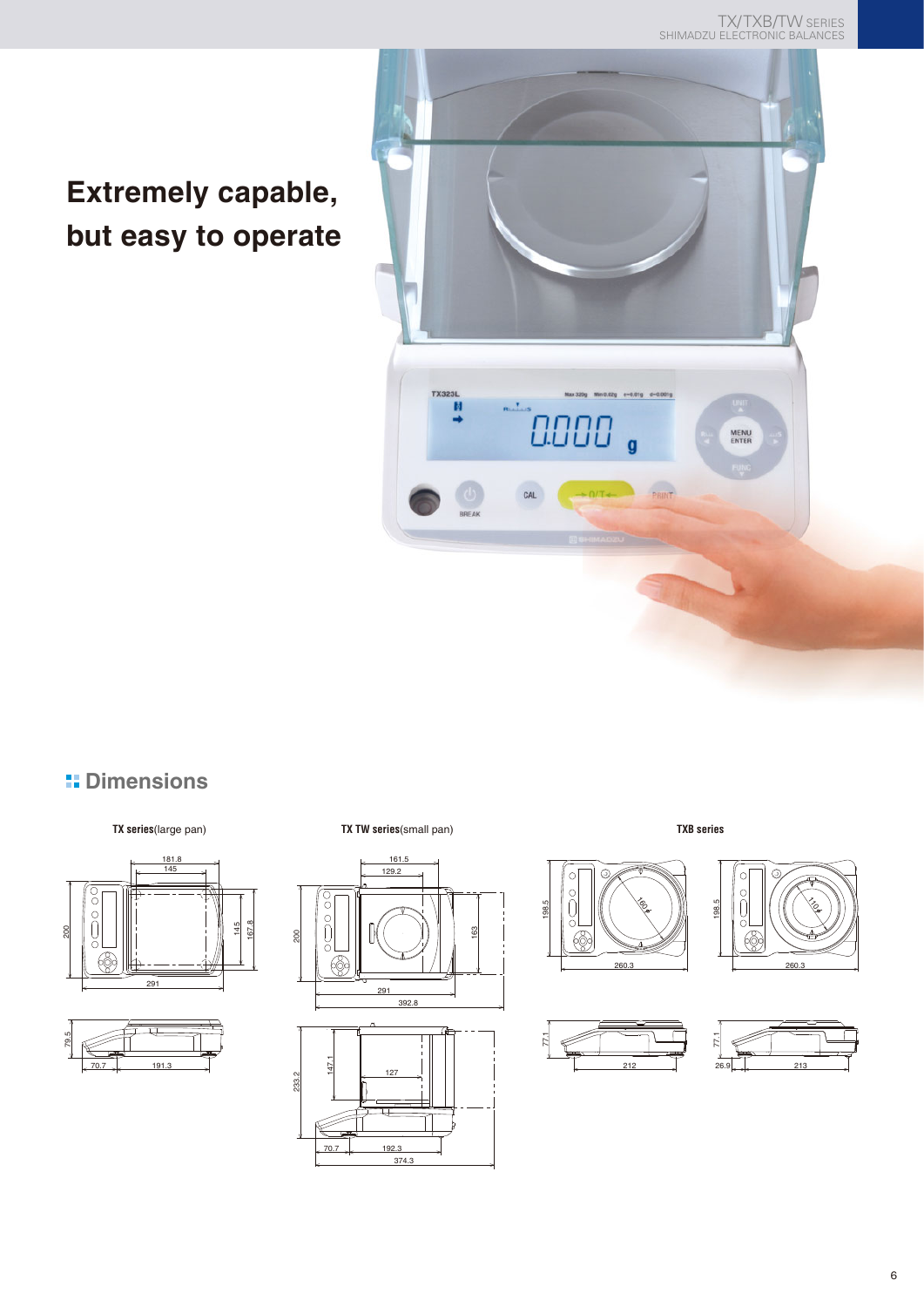# Extremely capable, but easy to operate

## Dimensions

**TX series**(large pan)

**TX TW series**(small pan)

**TXB series**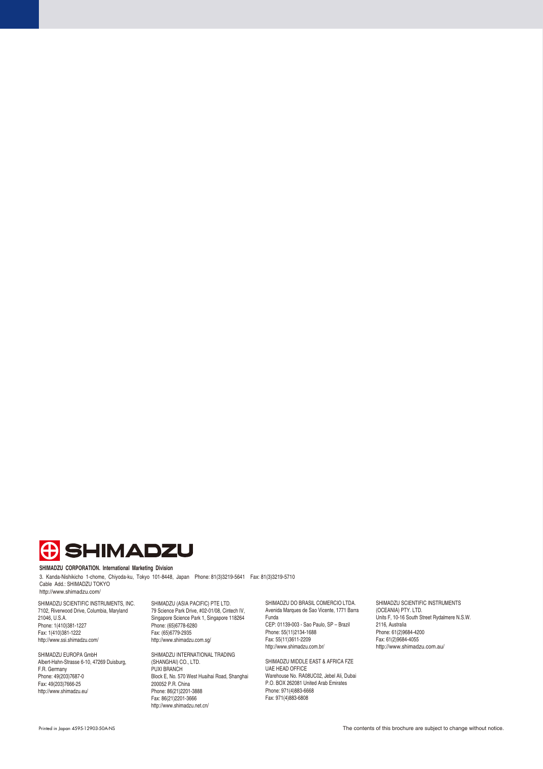SHIMADZU

**SHIMADZU CORPORATION. International Marketing Division**

3. Kanda-Nishikicho 1-chome, Chiyoda-ku, Tokyo 101-8448, Japan Phone: 81(3)3219-5641 Fax: 81(3)3219-5710
Cable Add.: SHIMADZU TOKYO
http://www.shimadzu.com/

SHIMADZU SCIENTIFIC INSTRUMENTS, INC.
7102, Riverwood Drive, Columbia, Maryland 21046, U.S.A.
Phone: 1(410)381-1227
Fax: 1(410)381-1222
http://www.ssi.shimadzu.com/

SHIMADZU EUROPA GmbH
Albert-Hahn-Strasse 6-10, 47269 Duisburg, F.R. Germany
Phone: 49(203)7687-0
Fax: 49(203)7666-25
http://www.shimadzu.eu/

SHIMADZU (ASIA PACIFIC) PTE LTD.
79 Science Park Drive, #02-01/08, Cintech IV, Singapore Science Park 1, Singapore 118264
Phone: (65)6778-6280
Fax: (65)6779-2935
http://www.shimadzu.com.sg/

SHIMADZU INTERNATIONAL TRADING (SHANGHAI) CO., LTD.
PUXI BRANCH
Block E, No. 570 West Huaihai Road, Shanghai 200052 P.R. China
Phone: 86(21)2201-3888
Fax: 86(21)2201-3666
http://www.shimadzu.net.cn/

SHIMADZU DO BRASIL COMERCIO LTDA.
Avenida Marques de Sao Vicente, 1771 Barra Funda
CEP: 01139-003 - Sao Paulo, SP – Brazil
Phone: 55(11)2134-1688
Fax: 55(11)3611-2209
http://www.shimadzu.com.br/

SHIMADZU MIDDLE EAST & AFRICA FZE
UAE HEAD OFFICE
Warehouse No. RA08UC02, Jebel Ali, Dubai
P.O. BOX 262081 United Arab Emirates
Phone: 971(4)883-6668
Fax: 971(4)883-6808

SHIMADZU SCIENTIFIC INSTRUMENTS (OCEANIA) PTY. LTD.
Units F, 10-16 South Street Rydalmere N.S.W. 2116, Australia
Phone: 61(2)9684-4200
Fax: 61(2)9684-4055
http://www.shimadzu.com.au/

Printed in Japan 4595-12903-50A-NS

The contents of this brochure are subject to change without notice.